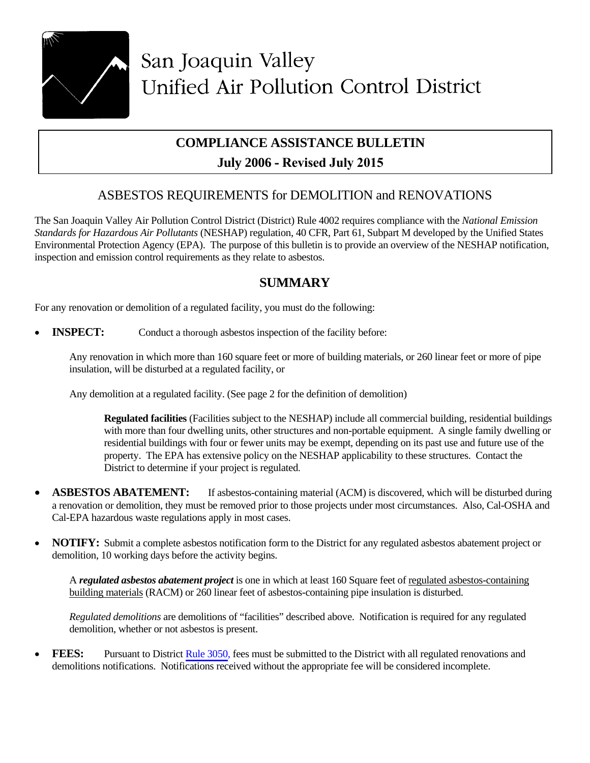# San Joaquin Valley Unified Air Pollution Control District

**COMPLIANCE ASSISTANCE BULLETIN**

**July 2006 - Revised July 2015**

## ASBESTOS REQUIREMENTS for DEMOLITION and RENOVATIONS

The San Joaquin Valley Air Pollution Control District (District) Rule 4002 requires compliance with the *National Emission Standards for Hazardous Air Pollutants* (NESHAP) regulation, 40 CFR, Part 61, Subpart M developed by the Unified States Environmental Protection Agency (EPA). The purpose of this bulletin is to provide an overview of the NESHAP notification, inspection and emission control requirements as they relate to asbestos.

## SUMMARY

For any renovation or demolition of a regulated facility, you must do the following:

- **INSPECT:** Conduct a thorough asbestos inspection of the facility before:

  Any renovation in which more than 160 square feet or more of building materials, or 260 linear feet or more of pipe insulation, will be disturbed at a regulated facility, or

  Any demolition at a regulated facility. (See page 2 for the definition of demolition)

  > **Regulated facilities** (Facilities subject to the NESHAP) include all commercial building, residential buildings with more than four dwelling units, other structures and non-portable equipment. A single family dwelling or residential buildings with four or fewer units may be exempt, depending on its past use and future use of the property. The EPA has extensive policy on the NESHAP applicability to these structures. Contact the District to determine if your project is regulated.

- **ASBESTOS ABATEMENT:** If asbestos-containing material (ACM) is discovered, which will be disturbed during a renovation or demolition, they must be removed prior to those projects under most circumstances. Also, Cal-OSHA and Cal-EPA hazardous waste regulations apply in most cases.

- **NOTIFY:** Submit a complete asbestos notification form to the District for any regulated asbestos abatement project or demolition, 10 working days before the activity begins.

  A ***regulated asbestos abatement project*** is one in which at least 160 Square feet of regulated asbestos-containing building materials (RACM) or 260 linear feet of asbestos-containing pipe insulation is disturbed.

  *Regulated demolitions* are demolitions of "facilities" described above. Notification is required for any regulated demolition, whether or not asbestos is present.

- **FEES:** Pursuant to District Rule 3050, fees must be submitted to the District with all regulated renovations and demolitions notifications. Notifications received without the appropriate fee will be considered incomplete.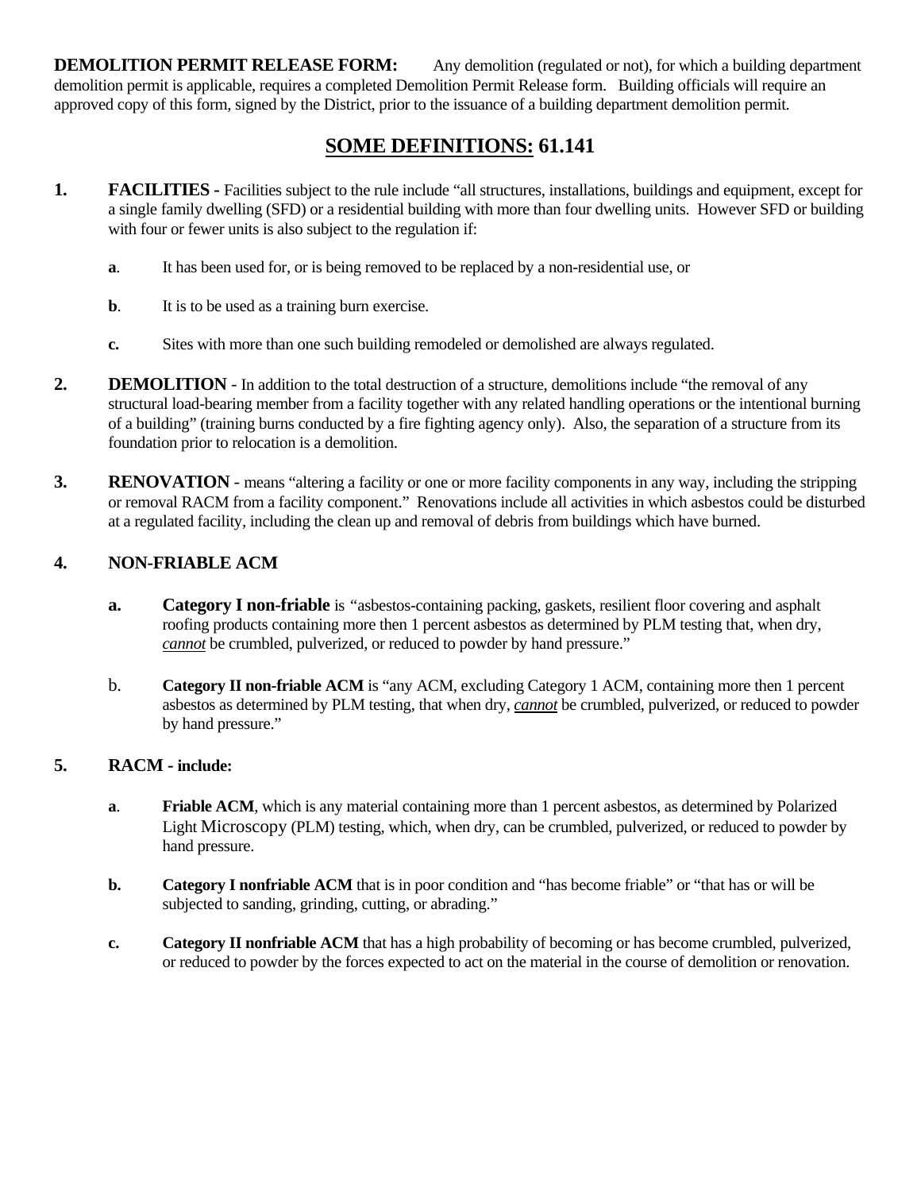**DEMOLITION PERMIT RELEASE FORM:** Any demolition (regulated or not), for which a building department demolition permit is applicable, requires a completed Demolition Permit Release form. Building officials will require an approved copy of this form, signed by the District, prior to the issuance of a building department demolition permit.

## **SOME DEFINITIONS:** 61.141

1. **FACILITIES -** Facilities subject to the rule include "all structures, installations, buildings and equipment, except for a single family dwelling (SFD) or a residential building with more than four dwelling units. However SFD or building with four or fewer units is also subject to the regulation if:

   **a**. It has been used for, or is being removed to be replaced by a non-residential use, or

   **b**. It is to be used as a training burn exercise.

   **c.** Sites with more than one such building remodeled or demolished are always regulated.

2. **DEMOLITION -** In addition to the total destruction of a structure, demolitions include "the removal of any structural load-bearing member from a facility together with any related handling operations or the intentional burning of a building" (training burns conducted by a fire fighting agency only). Also, the separation of a structure from its foundation prior to relocation is a demolition.

3. **RENOVATION -** means "altering a facility or one or more facility components in any way, including the stripping or removal RACM from a facility component." Renovations include all activities in which asbestos could be disturbed at a regulated facility, including the clean up and removal of debris from buildings which have burned.

4. **NON-FRIABLE ACM**

   **a. Category I non-friable** is "asbestos-containing packing, gaskets, resilient floor covering and asphalt roofing products containing more then 1 percent asbestos as determined by PLM testing that, when dry, ***cannot*** be crumbled, pulverized, or reduced to powder by hand pressure."

   b. **Category II non-friable ACM** is "any ACM, excluding Category 1 ACM, containing more then 1 percent asbestos as determined by PLM testing, that when dry, ***cannot*** be crumbled, pulverized, or reduced to powder by hand pressure."

5. **RACM - include:**

   **a**. **Friable ACM**, which is any material containing more than 1 percent asbestos, as determined by Polarized Light Microscopy (PLM) testing, which, when dry, can be crumbled, pulverized, or reduced to powder by hand pressure.

   **b. Category I nonfriable ACM** that is in poor condition and "has become friable" or "that has or will be subjected to sanding, grinding, cutting, or abrading."

   **c. Category II nonfriable ACM** that has a high probability of becoming or has become crumbled, pulverized, or reduced to powder by the forces expected to act on the material in the course of demolition or renovation.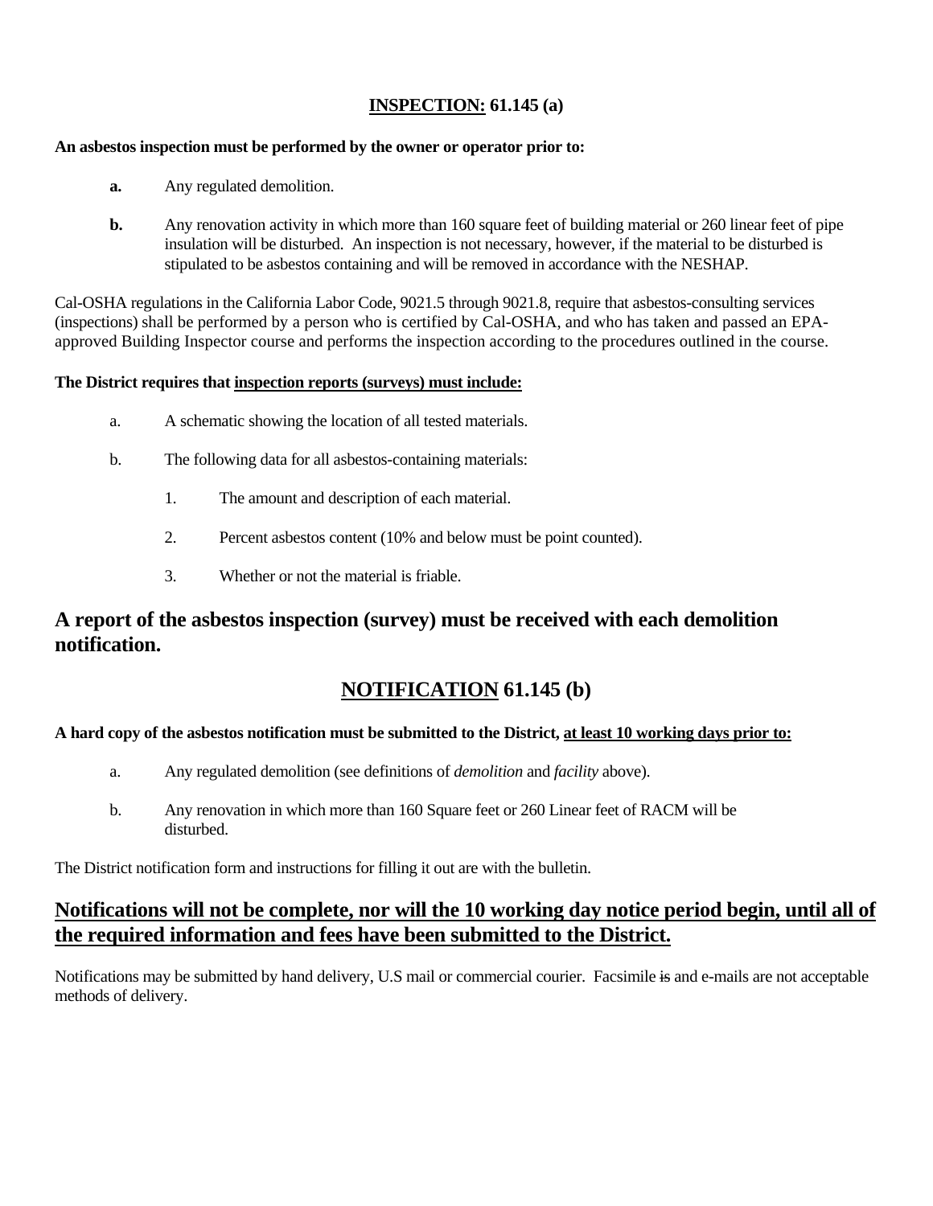## **INSPECTION:** 61.145 (a)

**An asbestos inspection must be performed by the owner or operator prior to:**

**a.** Any regulated demolition.

**b.** Any renovation activity in which more than 160 square feet of building material or 260 linear feet of pipe insulation will be disturbed. An inspection is not necessary, however, if the material to be disturbed is stipulated to be asbestos containing and will be removed in accordance with the NESHAP.

Cal-OSHA regulations in the California Labor Code, 9021.5 through 9021.8, require that asbestos-consulting services (inspections) shall be performed by a person who is certified by Cal-OSHA, and who has taken and passed an EPA-approved Building Inspector course and performs the inspection according to the procedures outlined in the course.

**The District requires that inspection reports (surveys) must include:**

a. A schematic showing the location of all tested materials.

b. The following data for all asbestos-containing materials:

1. The amount and description of each material.
2. Percent asbestos content (10% and below must be point counted).
3. Whether or not the material is friable.

## **A report of the asbestos inspection (survey) must be received with each demolition notification.**

## **NOTIFICATION** 61.145 (b)

**A hard copy of the asbestos notification must be submitted to the District, at least 10 working days prior to:**

a. Any regulated demolition (see definitions of *demolition* and *facility* above).

b. Any renovation in which more than 160 Square feet or 260 Linear feet of RACM will be disturbed.

The District notification form and instructions for filling it out are with the bulletin.

## **Notifications will not be complete, nor will the 10 working day notice period begin, until all of the required information and fees have been submitted to the District.**

Notifications may be submitted by hand delivery, U.S mail or commercial courier. Facsimile ~~is~~ and e-mails are not acceptable methods of delivery.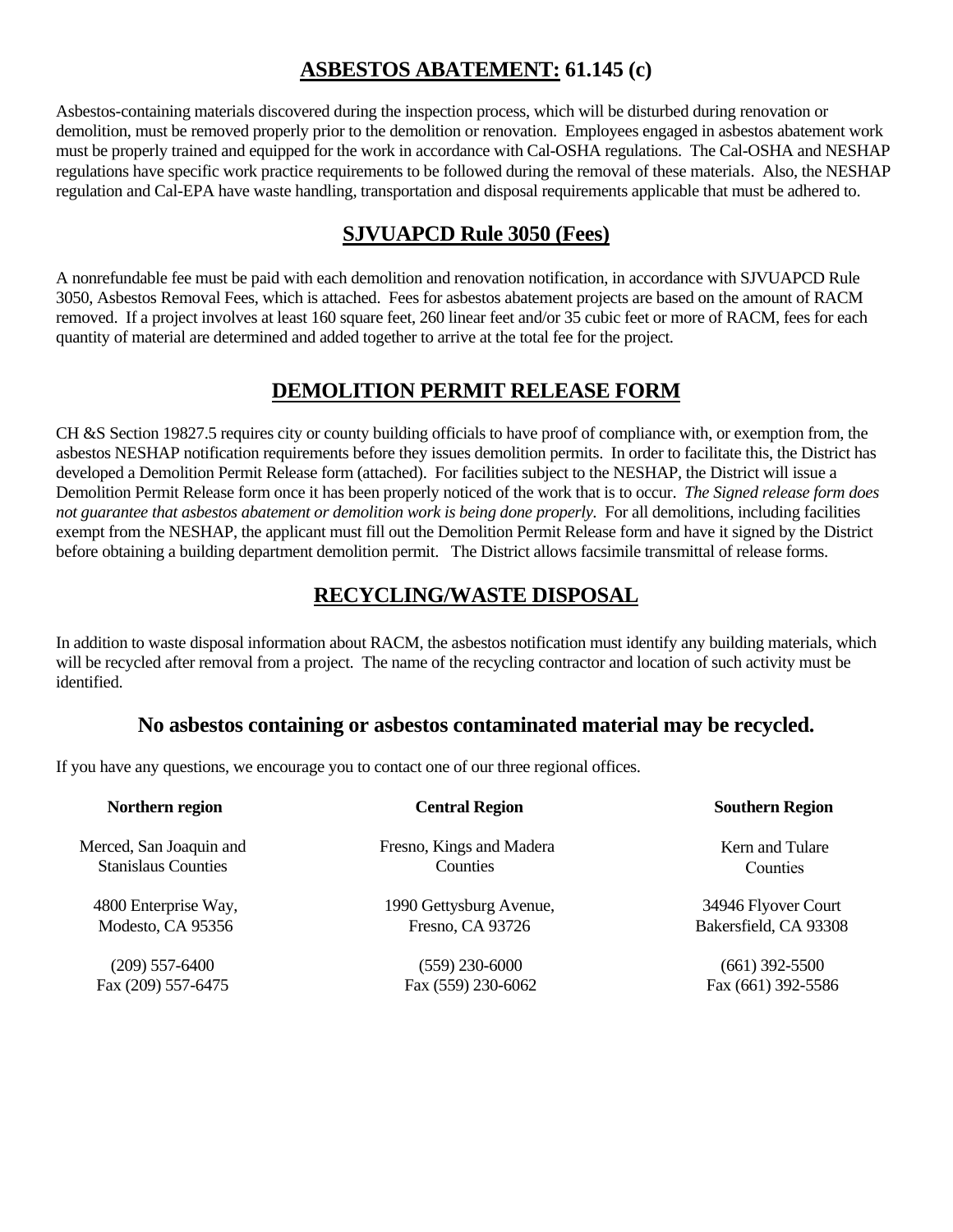## **ASBESTOS ABATEMENT:** 61.145 (c)

Asbestos-containing materials discovered during the inspection process, which will be disturbed during renovation or demolition, must be removed properly prior to the demolition or renovation. Employees engaged in asbestos abatement work must be properly trained and equipped for the work in accordance with Cal-OSHA regulations. The Cal-OSHA and NESHAP regulations have specific work practice requirements to be followed during the removal of these materials. Also, the NESHAP regulation and Cal-EPA have waste handling, transportation and disposal requirements applicable that must be adhered to.

## SJVUAPCD Rule 3050 (Fees)

A nonrefundable fee must be paid with each demolition and renovation notification, in accordance with SJVUAPCD Rule 3050, Asbestos Removal Fees, which is attached. Fees for asbestos abatement projects are based on the amount of RACM removed. If a project involves at least 160 square feet, 260 linear feet and/or 35 cubic feet or more of RACM, fees for each quantity of material are determined and added together to arrive at the total fee for the project.

## DEMOLITION PERMIT RELEASE FORM

CH &S Section 19827.5 requires city or county building officials to have proof of compliance with, or exemption from, the asbestos NESHAP notification requirements before they issues demolition permits. In order to facilitate this, the District has developed a Demolition Permit Release form (attached). For facilities subject to the NESHAP, the District will issue a Demolition Permit Release form once it has been properly noticed of the work that is to occur. *The Signed release form does not guarantee that asbestos abatement or demolition work is being done properly.* For all demolitions, including facilities exempt from the NESHAP, the applicant must fill out the Demolition Permit Release form and have it signed by the District before obtaining a building department demolition permit. The District allows facsimile transmittal of release forms.

## RECYCLING/WASTE DISPOSAL

In addition to waste disposal information about RACM, the asbestos notification must identify any building materials, which will be recycled after removal from a project. The name of the recycling contractor and location of such activity must be identified.

### No asbestos containing or asbestos contaminated material may be recycled.

If you have any questions, we encourage you to contact one of our three regional offices.

| **Northern region** | **Central Region** | **Southern Region** |
|---|---|---|
| Merced, San Joaquin and Stanislaus Counties | Fresno, Kings and Madera Counties | Kern and Tulare Counties |
| 4800 Enterprise Way, Modesto, CA 95356 | 1990 Gettysburg Avenue, Fresno, CA 93726 | 34946 Flyover Court Bakersfield, CA 93308 |
| (209) 557-6400 Fax (209) 557-6475 | (559) 230-6000 Fax (559) 230-6062 | (661) 392-5500 Fax (661) 392-5586 |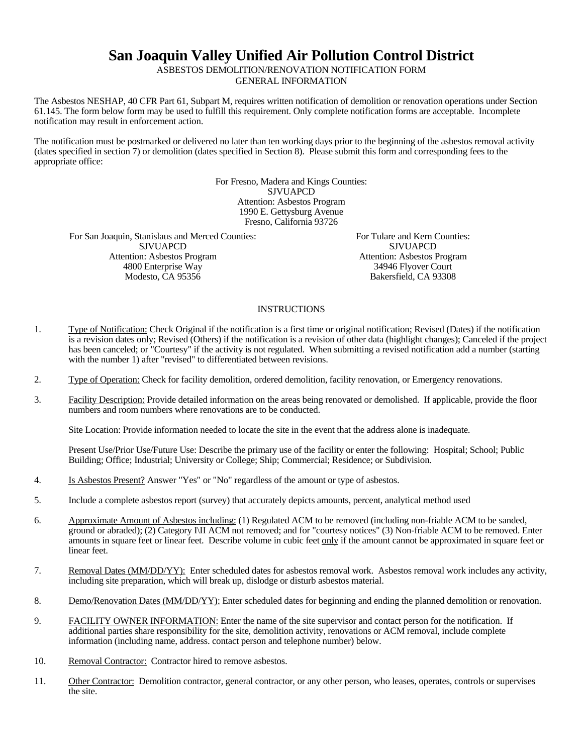# San Joaquin Valley Unified Air Pollution Control District

ASBESTOS DEMOLITION/RENOVATION NOTIFICATION FORM
GENERAL INFORMATION

The Asbestos NESHAP, 40 CFR Part 61, Subpart M, requires written notification of demolition or renovation operations under Section 61.145. The form below form may be used to fulfill this requirement. Only complete notification forms are acceptable. Incomplete notification may result in enforcement action.

The notification must be postmarked or delivered no later than ten working days prior to the beginning of the asbestos removal activity (dates specified in section 7) or demolition (dates specified in Section 8). Please submit this form and corresponding fees to the appropriate office:

For Fresno, Madera and Kings Counties:
SJVUAPCD
Attention: Asbestos Program
1990 E. Gettysburg Avenue
Fresno, California 93726

For San Joaquin, Stanislaus and Merced Counties:
SJVUAPCD
Attention: Asbestos Program
4800 Enterprise Way
Modesto, CA 95356

For Tulare and Kern Counties:
SJVUAPCD
Attention: Asbestos Program
34946 Flyover Court
Bakersfield, CA 93308

## INSTRUCTIONS

1. Type of Notification: Check Original if the notification is a first time or original notification; Revised (Dates) if the notification is a revision dates only; Revised (Others) if the notification is a revision of other data (highlight changes); Canceled if the project has been canceled; or "Courtesy" if the activity is not regulated. When submitting a revised notification add a number (starting with the number 1) after "revised" to differentiated between revisions.

2. Type of Operation: Check for facility demolition, ordered demolition, facility renovation, or Emergency renovations.

3. Facility Description: Provide detailed information on the areas being renovated or demolished. If applicable, provide the floor numbers and room numbers where renovations are to be conducted.

   Site Location: Provide information needed to locate the site in the event that the address alone is inadequate.

   Present Use/Prior Use/Future Use: Describe the primary use of the facility or enter the following: Hospital; School; Public Building; Office; Industrial; University or College; Ship; Commercial; Residence; or Subdivision.

4. Is Asbestos Present? Answer "Yes" or "No" regardless of the amount or type of asbestos.

5. Include a complete asbestos report (survey) that accurately depicts amounts, percent, analytical method used

6. Approximate Amount of Asbestos including: (1) Regulated ACM to be removed (including non-friable ACM to be sanded, ground or abraded); (2) Category I\II ACM not removed; and for "courtesy notices" (3) Non-friable ACM to be removed. Enter amounts in square feet or linear feet. Describe volume in cubic feet only if the amount cannot be approximated in square feet or linear feet.

7. Removal Dates (MM/DD/YY): Enter scheduled dates for asbestos removal work. Asbestos removal work includes any activity, including site preparation, which will break up, dislodge or disturb asbestos material.

8. Demo/Renovation Dates (MM/DD/YY): Enter scheduled dates for beginning and ending the planned demolition or renovation.

9. FACILITY OWNER INFORMATION: Enter the name of the site supervisor and contact person for the notification. If additional parties share responsibility for the site, demolition activity, renovations or ACM removal, include complete information (including name, address. contact person and telephone number) below.

10. Removal Contractor: Contractor hired to remove asbestos.

11. Other Contractor: Demolition contractor, general contractor, or any other person, who leases, operates, controls or supervises the site.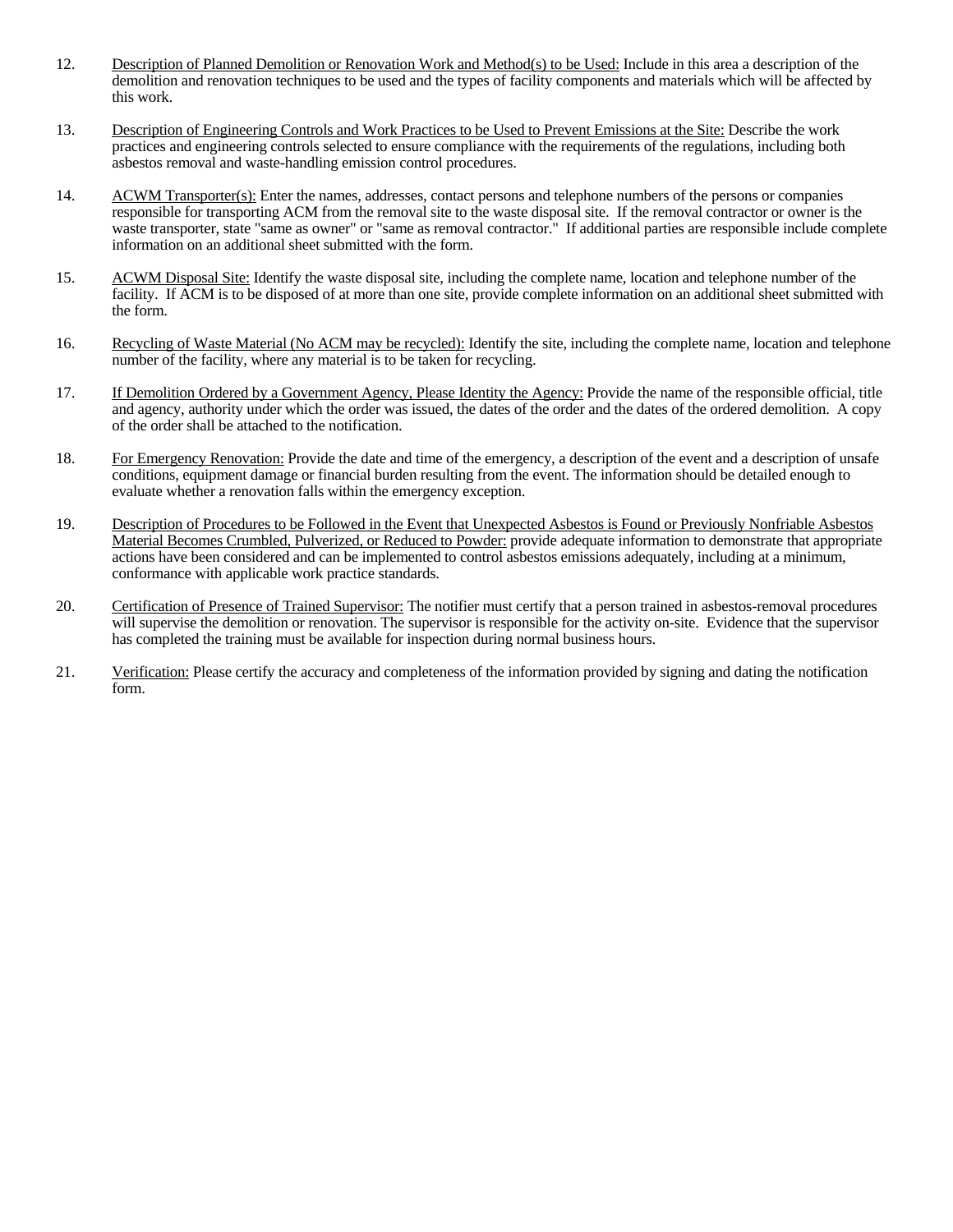12. <u>Description of Planned Demolition or Renovation Work and Method(s) to be Used:</u> Include in this area a description of the demolition and renovation techniques to be used and the types of facility components and materials which will be affected by this work.

13. <u>Description of Engineering Controls and Work Practices to be Used to Prevent Emissions at the Site:</u> Describe the work practices and engineering controls selected to ensure compliance with the requirements of the regulations, including both asbestos removal and waste-handling emission control procedures.

14. <u>ACWM Transporter(s):</u> Enter the names, addresses, contact persons and telephone numbers of the persons or companies responsible for transporting ACM from the removal site to the waste disposal site. If the removal contractor or owner is the waste transporter, state "same as owner" or "same as removal contractor." If additional parties are responsible include complete information on an additional sheet submitted with the form.

15. <u>ACWM Disposal Site:</u> Identify the waste disposal site, including the complete name, location and telephone number of the facility. If ACM is to be disposed of at more than one site, provide complete information on an additional sheet submitted with the form.

16. <u>Recycling of Waste Material (No ACM may be recycled):</u> Identify the site, including the complete name, location and telephone number of the facility, where any material is to be taken for recycling.

17. <u>If Demolition Ordered by a Government Agency, Please Identity the Agency:</u> Provide the name of the responsible official, title and agency, authority under which the order was issued, the dates of the order and the dates of the ordered demolition. A copy of the order shall be attached to the notification.

18. <u>For Emergency Renovation:</u> Provide the date and time of the emergency, a description of the event and a description of unsafe conditions, equipment damage or financial burden resulting from the event. The information should be detailed enough to evaluate whether a renovation falls within the emergency exception.

19. <u>Description of Procedures to be Followed in the Event that Unexpected Asbestos is Found or Previously Nonfriable Asbestos Material Becomes Crumbled, Pulverized, or Reduced to Powder:</u> provide adequate information to demonstrate that appropriate actions have been considered and can be implemented to control asbestos emissions adequately, including at a minimum, conformance with applicable work practice standards.

20. <u>Certification of Presence of Trained Supervisor:</u> The notifier must certify that a person trained in asbestos-removal procedures will supervise the demolition or renovation. The supervisor is responsible for the activity on-site. Evidence that the supervisor has completed the training must be available for inspection during normal business hours.

21. <u>Verification:</u> Please certify the accuracy and completeness of the information provided by signing and dating the notification form.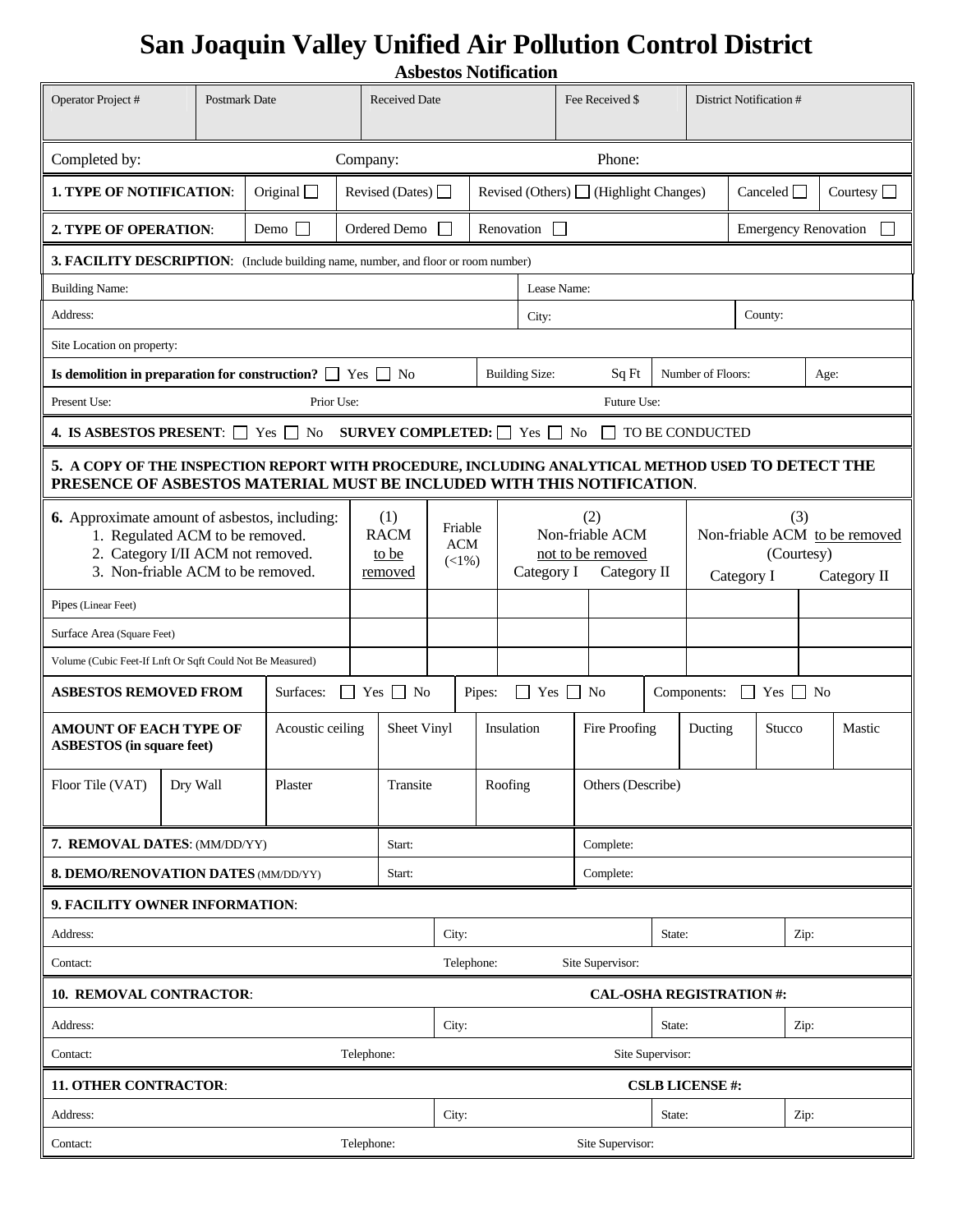# San Joaquin Valley Unified Air Pollution Control District

## Asbestos Notification

| Operator Project # | Postmark Date | Received Date | Fee Received $ | District Notification # |
|---|---|---|---|---|
| | | | | |

Completed by: Company: Phone:

**1. TYPE OF NOTIFICATION**: Original ☐ Revised (Dates) ☐ Revised (Others) ☐ (Highlight Changes) Canceled ☐ Courtesy ☐

**2. TYPE OF OPERATION**: Demo ☐ Ordered Demo ☐ Renovation ☐ Emergency Renovation ☐

**3. FACILITY DESCRIPTION**: (Include building name, number, and floor or room number)

Building Name: Lease Name:

Address: City: County:

Site Location on property:

**Is demolition in preparation for construction?** ☐ Yes ☐ No Building Size: Sq Ft Number of Floors: Age:

Present Use: Prior Use: Future Use:

**4. IS ASBESTOS PRESENT**: ☐ Yes ☐ No **SURVEY COMPLETED:** ☐ Yes ☐ No ☐ TO BE CONDUCTED

**5. A COPY OF THE INSPECTION REPORT WITH PROCEDURE, INCLUDING ANALYTICAL METHOD USED TO DETECT THE PRESENCE OF ASBESTOS MATERIAL MUST BE INCLUDED WITH THIS NOTIFICATION**.

| **6.** Approximate amount of asbestos, including: 1. Regulated ACM to be removed. 2. Category I/II ACM not removed. 3. Non-friable ACM to be removed. | (1) RACM to be removed | Friable ACM (<1%) | (2) Non-friable ACM not to be removed | | (3) Non-friable ACM to be removed (Courtesy) | |
|---|---|---|---|---|---|---|
| | | | Category I | Category II | Category I | Category II |
| Pipes (Linear Feet) | | | | | | |
| Surface Area (Square Feet) | | | | | | |
| Volume (Cubic Feet-If Lnft Or Sqft Could Not Be Measured) | | | | | | |

**ASBESTOS REMOVED FROM** Surfaces: ☐ Yes ☐ No Pipes: ☐ Yes ☐ No Components: ☐ Yes ☐ No

| **AMOUNT OF EACH TYPE OF ASBESTOS (in square feet)** | | Acoustic ceiling | Sheet Vinyl | Insulation | Fire Proofing | Ducting | Stucco | Mastic |
|---|---|---|---|---|---|---|---|---|
| Floor Tile (VAT) | Dry Wall | Plaster | Transite | Roofing | Others (Describe) | | | |

**7. REMOVAL DATES**: (MM/DD/YY) Start: Complete:

**8. DEMO/RENOVATION DATES** (MM/DD/YY) Start: Complete:

**9. FACILITY OWNER INFORMATION**:

Address: City: State: Zip:

Contact: Telephone: Site Supervisor:

**10. REMOVAL CONTRACTOR**: **CAL-OSHA REGISTRATION #:**

Address: City: State: Zip:

Contact: Telephone: Site Supervisor:

**11. OTHER CONTRACTOR**: **CSLB LICENSE #:**

Address: City: State: Zip:

Contact: Telephone: Site Supervisor: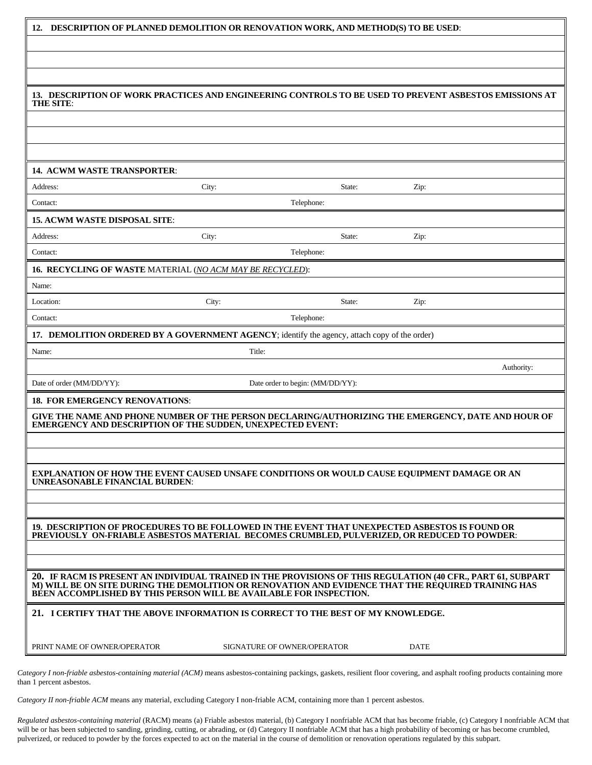**12. DESCRIPTION OF PLANNED DEMOLITION OR RENOVATION WORK, AND METHOD(S) TO BE USED**:

**13. DESCRIPTION OF WORK PRACTICES AND ENGINEERING CONTROLS TO BE USED TO PREVENT ASBESTOS EMISSIONS AT THE SITE**:

**14. ACWM WASTE TRANSPORTER**:

| | | | |
|---|---|---|---|
| Address: | City: | State: | Zip: |
| Contact: | Telephone: | | |

**15. ACWM WASTE DISPOSAL SITE**:

| | | | |
|---|---|---|---|
| Address: | City: | State: | Zip: |
| Contact: | Telephone: | | |

**16. RECYCLING OF WASTE** MATERIAL (*NO ACM MAY BE RECYCLED*):

| | | | |
|---|---|---|---|
| Name: | | | |
| Location: | City: | State: | Zip: |
| Contact: | Telephone: | | |

**17. DEMOLITION ORDERED BY A GOVERNMENT AGENCY**; identify the agency, attach copy of the order)

| | | |
|---|---|---|
| Name: | Title: | |
| | | Authority: |
| Date of order (MM/DD/YY): | Date order to begin: (MM/DD/YY): | |

**18. FOR EMERGENCY RENOVATIONS**:

**GIVE THE NAME AND PHONE NUMBER OF THE PERSON DECLARING/AUTHORIZING THE EMERGENCY, DATE AND HOUR OF EMERGENCY AND DESCRIPTION OF THE SUDDEN, UNEXPECTED EVENT:**

**EXPLANATION OF HOW THE EVENT CAUSED UNSAFE CONDITIONS OR WOULD CAUSE EQUIPMENT DAMAGE OR AN UNREASONABLE FINANCIAL BURDEN**:

**19. DESCRIPTION OF PROCEDURES TO BE FOLLOWED IN THE EVENT THAT UNEXPECTED ASBESTOS IS FOUND OR PREVIOUSLY ON-FRIABLE ASBESTOS MATERIAL BECOMES CRUMBLED, PULVERIZED, OR REDUCED TO POWDER**:

**20. IF RACM IS PRESENT AN INDIVIDUAL TRAINED IN THE PROVISIONS OF THIS REGULATION (40 CFR., PART 61, SUBPART M) WILL BE ON SITE DURING THE DEMOLITION OR RENOVATION AND EVIDENCE THAT THE REQUIRED TRAINING HAS BEEN ACCOMPLISHED BY THIS PERSON WILL BE AVAILABLE FOR INSPECTION.**

**21. I CERTIFY THAT THE ABOVE INFORMATION IS CORRECT TO THE BEST OF MY KNOWLEDGE.**

| | | |
|---|---|---|
| PRINT NAME OF OWNER/OPERATOR | SIGNATURE OF OWNER/OPERATOR | DATE |

*Category I non-friable asbestos-containing material (ACM)* means asbestos-containing packings, gaskets, resilient floor covering, and asphalt roofing products containing more than 1 percent asbestos.

*Category II non-friable ACM* means any material, excluding Category I non-friable ACM, containing more than 1 percent asbestos.

*Regulated asbestos-containing material* (RACM) means (a) Friable asbestos material, (b) Category I nonfriable ACM that has become friable, (c) Category I nonfriable ACM that will be or has been subjected to sanding, grinding, cutting, or abrading, or (d) Category II nonfriable ACM that has a high probability of becoming or has become crumbled, pulverized, or reduced to powder by the forces expected to act on the material in the course of demolition or renovation operations regulated by this subpart.